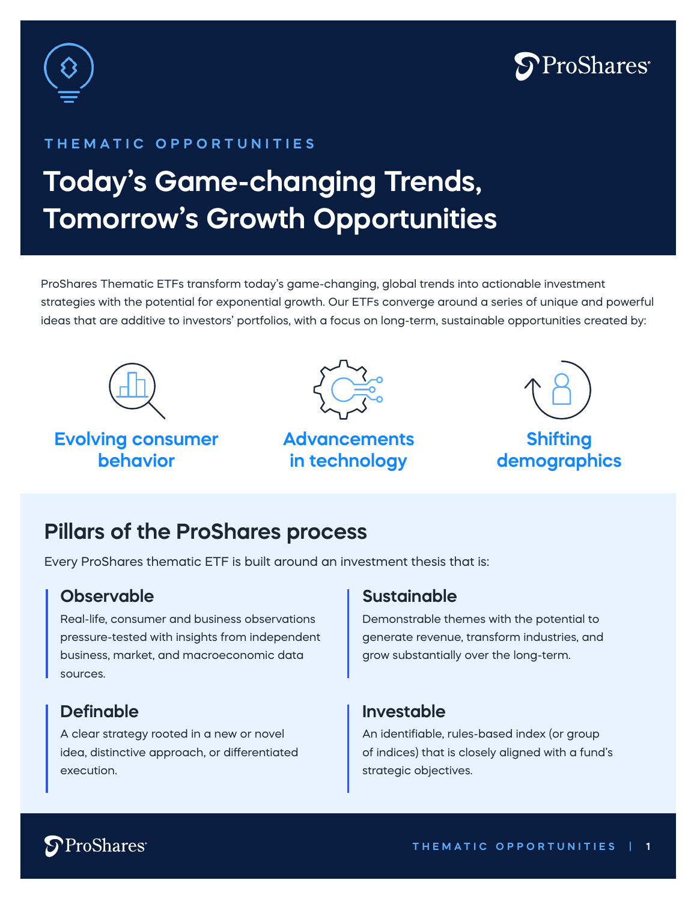THEMATIC OPPORTUNITIES

# Today's Game-changing Trends, Tomorrow's Growth Opportunities

ProShares Thematic ETFs transform today's game-changing, global trends into actionable investment strategies with the potential for exponential growth. Our ETFs converge around a series of unique and powerful ideas that are additive to investors' portfolios, with a focus on long-term, sustainable opportunities created by:

**Evolving consumer behavior**

**Advancements in technology**

**Shifting demographics**

## Pillars of the ProShares process

Every ProShares thematic ETF is built around an investment thesis that is:

### Observable

Real-life, consumer and business observations pressure-tested with insights from independent business, market, and macroeconomic data sources.

### Sustainable

Demonstrable themes with the potential to generate revenue, transform industries, and grow substantially over the long-term.

### Definable

A clear strategy rooted in a new or novel idea, distinctive approach, or differentiated execution.

### Investable

An identifiable, rules-based index (or group of indices) that is closely aligned with a fund's strategic objectives.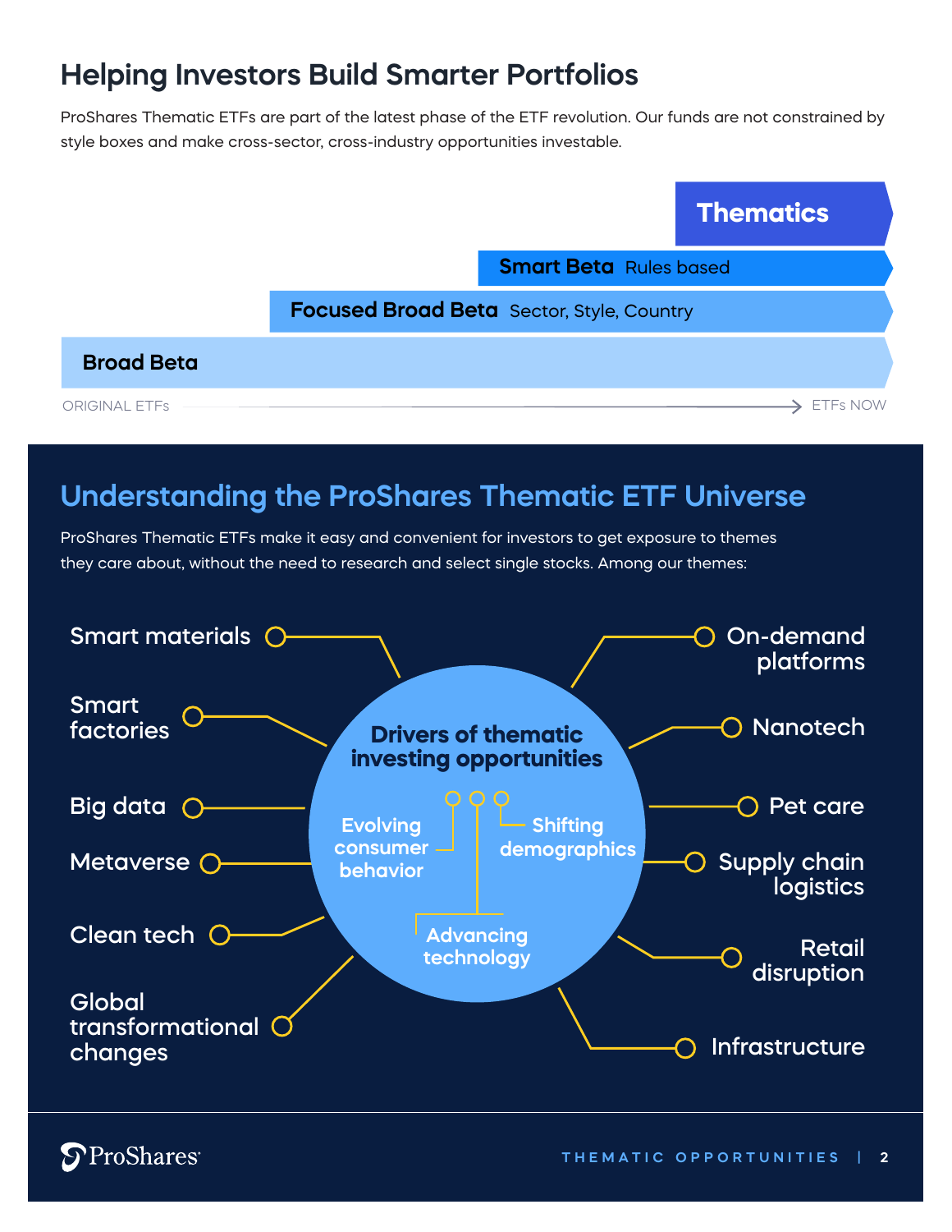## Helping Investors Build Smarter Portfolios

ProShares Thematic ETFs are part of the latest phase of the ETF revolution. Our funds are not constrained by style boxes and make cross-sector, cross-industry opportunities investable.

**Thematics**

**Smart Beta** Rules based

**Focused Broad Beta** Sector, Style, Country

**Broad Beta**

ORIGINAL ETFs → ETFs NOW

## Understanding the ProShares Thematic ETF Universe

ProShares Thematic ETFs make it easy and convenient for investors to get exposure to themes they care about, without the need to research and select single stocks. Among our themes:

**Drivers of thematic investing opportunities**

- Evolving consumer behavior
- Shifting demographics
- Advancing technology

Themes:

- Smart materials
- Smart factories
- Big data
- Metaverse
- Clean tech
- Global transformational changes
- On-demand platforms
- Nanotech
- Pet care
- Supply chain logistics
- Retail disruption
- Infrastructure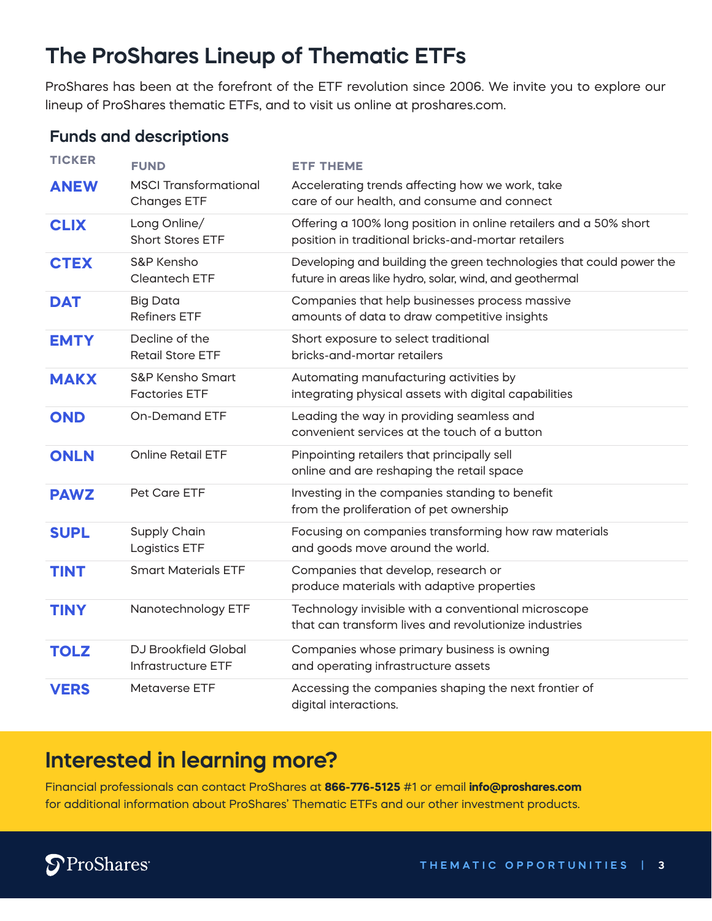# The ProShares Lineup of Thematic ETFs

ProShares has been at the forefront of the ETF revolution since 2006. We invite you to explore our lineup of ProShares thematic ETFs, and to visit us online at proshares.com.

## Funds and descriptions

| TICKER | FUND | ETF THEME |
|---|---|---|
| **ANEW** | MSCI Transformational Changes ETF | Accelerating trends affecting how we work, take care of our health, and consume and connect |
| **CLIX** | Long Online/ Short Stores ETF | Offering a 100% long position in online retailers and a 50% short position in traditional bricks-and-mortar retailers |
| **CTEX** | S&P Kensho Cleantech ETF | Developing and building the green technologies that could power the future in areas like hydro, solar, wind, and geothermal |
| **DAT** | Big Data Refiners ETF | Companies that help businesses process massive amounts of data to draw competitive insights |
| **EMTY** | Decline of the Retail Store ETF | Short exposure to select traditional bricks-and-mortar retailers |
| **MAKX** | S&P Kensho Smart Factories ETF | Automating manufacturing activities by integrating physical assets with digital capabilities |
| **OND** | On-Demand ETF | Leading the way in providing seamless and convenient services at the touch of a button |
| **ONLN** | Online Retail ETF | Pinpointing retailers that principally sell online and are reshaping the retail space |
| **PAWZ** | Pet Care ETF | Investing in the companies standing to benefit from the proliferation of pet ownership |
| **SUPL** | Supply Chain Logistics ETF | Focusing on companies transforming how raw materials and goods move around the world. |
| **TINT** | Smart Materials ETF | Companies that develop, research or produce materials with adaptive properties |
| **TINY** | Nanotechnology ETF | Technology invisible with a conventional microscope that can transform lives and revolutionize industries |
| **TOLZ** | DJ Brookfield Global Infrastructure ETF | Companies whose primary business is owning and operating infrastructure assets |
| **VERS** | Metaverse ETF | Accessing the companies shaping the next frontier of digital interactions. |

## Interested in learning more?

Financial professionals can contact ProShares at **866-776-5125** #1 or email **info@proshares.com** for additional information about ProShares' Thematic ETFs and our other investment products.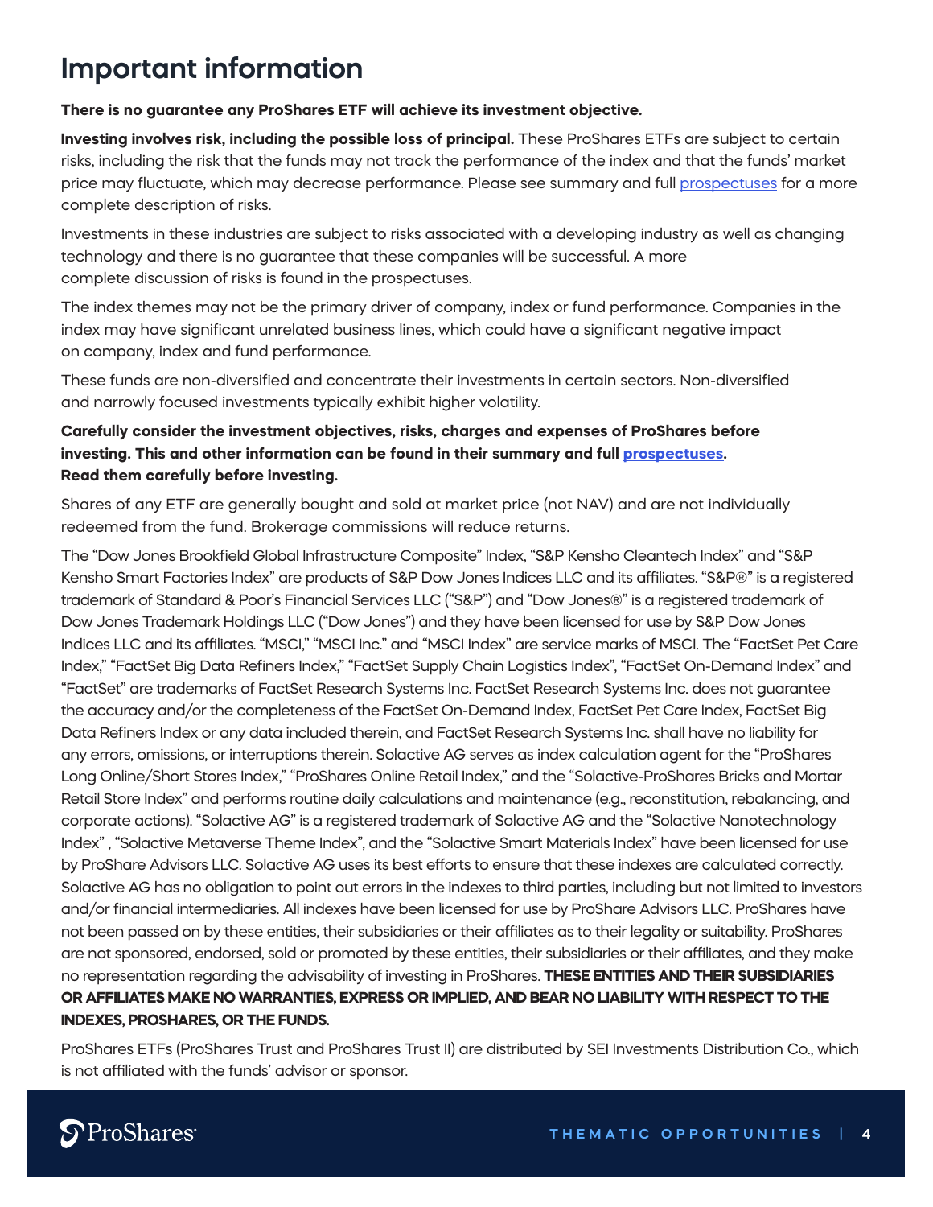# Important information

**There is no guarantee any ProShares ETF will achieve its investment objective.**

**Investing involves risk, including the possible loss of principal.** These ProShares ETFs are subject to certain risks, including the risk that the funds may not track the performance of the index and that the funds' market price may fluctuate, which may decrease performance. Please see summary and full prospectuses for a more complete description of risks.

Investments in these industries are subject to risks associated with a developing industry as well as changing technology and there is no guarantee that these companies will be successful. A more complete discussion of risks is found in the prospectuses.

The index themes may not be the primary driver of company, index or fund performance. Companies in the index may have significant unrelated business lines, which could have a significant negative impact on company, index and fund performance.

These funds are non-diversified and concentrate their investments in certain sectors. Non-diversified and narrowly focused investments typically exhibit higher volatility.

**Carefully consider the investment objectives, risks, charges and expenses of ProShares before investing. This and other information can be found in their summary and full prospectuses. Read them carefully before investing.**

Shares of any ETF are generally bought and sold at market price (not NAV) and are not individually redeemed from the fund. Brokerage commissions will reduce returns.

The "Dow Jones Brookfield Global Infrastructure Composite" Index, "S&P Kensho Cleantech Index" and "S&P Kensho Smart Factories Index" are products of S&P Dow Jones Indices LLC and its affiliates. "S&P®" is a registered trademark of Standard & Poor's Financial Services LLC ("S&P") and "Dow Jones®" is a registered trademark of Dow Jones Trademark Holdings LLC ("Dow Jones") and they have been licensed for use by S&P Dow Jones Indices LLC and its affiliates. "MSCI," "MSCI Inc." and "MSCI Index" are service marks of MSCI. The "FactSet Pet Care Index," "FactSet Big Data Refiners Index," "FactSet Supply Chain Logistics Index", "FactSet On-Demand Index" and "FactSet" are trademarks of FactSet Research Systems Inc. FactSet Research Systems Inc. does not guarantee the accuracy and/or the completeness of the FactSet On-Demand Index, FactSet Pet Care Index, FactSet Big Data Refiners Index or any data included therein, and FactSet Research Systems Inc. shall have no liability for any errors, omissions, or interruptions therein. Solactive AG serves as index calculation agent for the "ProShares Long Online/Short Stores Index," "ProShares Online Retail Index," and the "Solactive-ProShares Bricks and Mortar Retail Store Index" and performs routine daily calculations and maintenance (e.g., reconstitution, rebalancing, and corporate actions). "Solactive AG" is a registered trademark of Solactive AG and the "Solactive Nanotechnology Index" , "Solactive Metaverse Theme Index", and the "Solactive Smart Materials Index" have been licensed for use by ProShare Advisors LLC. Solactive AG uses its best efforts to ensure that these indexes are calculated correctly. Solactive AG has no obligation to point out errors in the indexes to third parties, including but not limited to investors and/or financial intermediaries. All indexes have been licensed for use by ProShare Advisors LLC. ProShares have not been passed on by these entities, their subsidiaries or their affiliates as to their legality or suitability. ProShares are not sponsored, endorsed, sold or promoted by these entities, their subsidiaries or their affiliates, and they make no representation regarding the advisability of investing in ProShares. **THESE ENTITIES AND THEIR SUBSIDIARIES OR AFFILIATES MAKE NO WARRANTIES, EXPRESS OR IMPLIED, AND BEAR NO LIABILITY WITH RESPECT TO THE INDEXES, PROSHARES, OR THE FUNDS.**

ProShares ETFs (ProShares Trust and ProShares Trust II) are distributed by SEI Investments Distribution Co., which is not affiliated with the funds' advisor or sponsor.